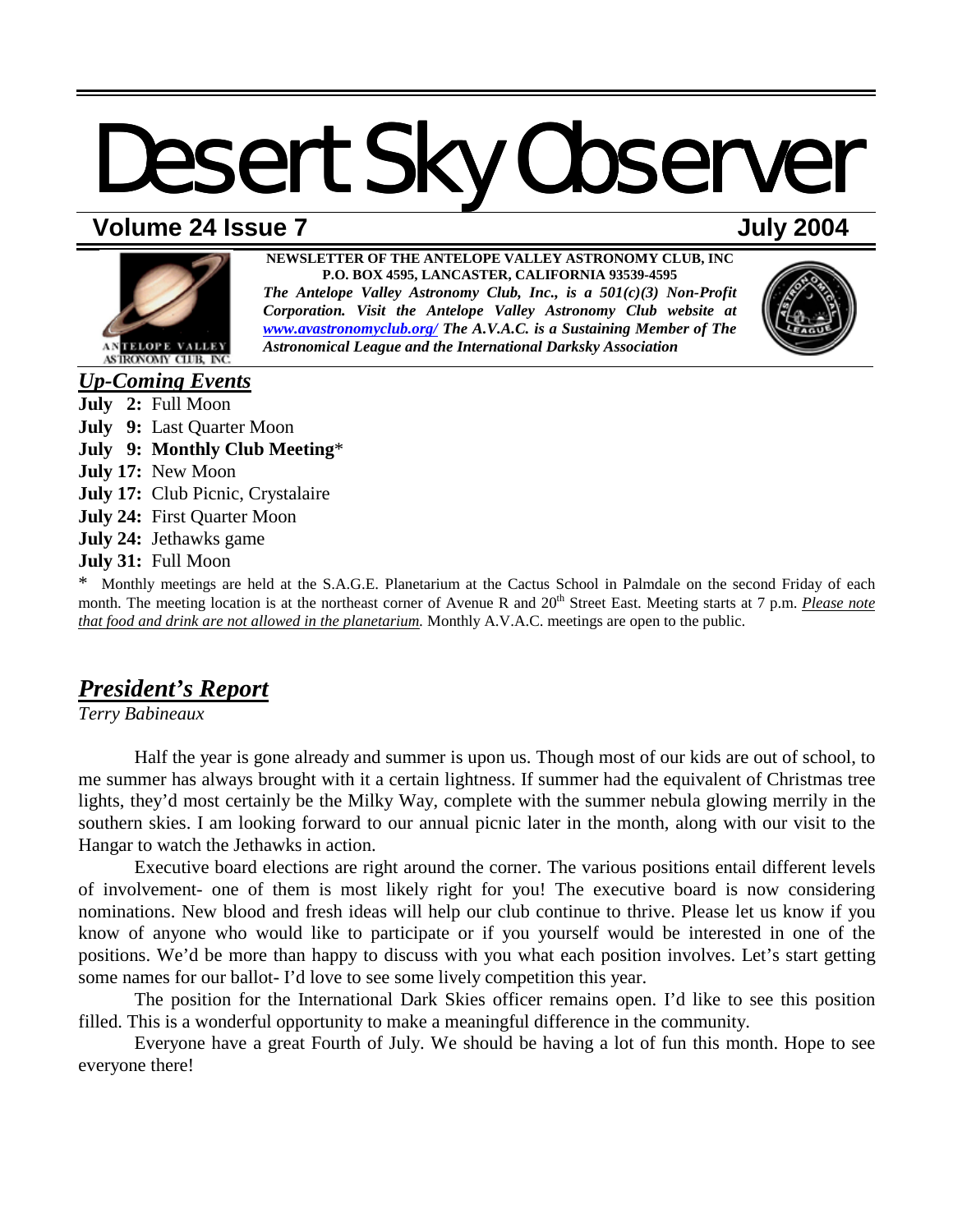# Desert Sky Observer

## Volume 24 Issue 7 — July 2004

**NEWSLETTER OF THE ANTELOPE VALLEY ASTRONOMY CLUB, INC**
**P.O. BOX 4595, LANCASTER, CALIFORNIA 93539-4595**
***The Antelope Valley Astronomy Club, Inc., is a 501(c)(3) Non-Profit Corporation. Visit the Antelope Valley Astronomy Club website at [www.avastronomyclub.org/](www.avastronomyclub.org/) The A.V.A.C. is a Sustaining Member of The Astronomical League and the International Darksky Association***

## *Up-Coming Events*

**July 2:** Full Moon
**July 9:** Last Quarter Moon
**July 9: Monthly Club Meeting***
**July 17:** New Moon
**July 17:** Club Picnic, Crystalaire
**July 24:** First Quarter Moon
**July 24:** Jethawks game
**July 31:** Full Moon

\* Monthly meetings are held at the S.A.G.E. Planetarium at the Cactus School in Palmdale on the second Friday of each month. The meeting location is at the northeast corner of Avenue R and 20th Street East. Meeting starts at 7 p.m. *Please note that food and drink are not allowed in the planetarium.* Monthly A.V.A.C. meetings are open to the public.

## *President's Report*

*Terry Babineaux*

Half the year is gone already and summer is upon us. Though most of our kids are out of school, to me summer has always brought with it a certain lightness. If summer had the equivalent of Christmas tree lights, they'd most certainly be the Milky Way, complete with the summer nebula glowing merrily in the southern skies. I am looking forward to our annual picnic later in the month, along with our visit to the Hangar to watch the Jethawks in action.

Executive board elections are right around the corner. The various positions entail different levels of involvement- one of them is most likely right for you! The executive board is now considering nominations. New blood and fresh ideas will help our club continue to thrive. Please let us know if you know of anyone who would like to participate or if you yourself would be interested in one of the positions. We'd be more than happy to discuss with you what each position involves. Let's start getting some names for our ballot- I'd love to see some lively competition this year.

The position for the International Dark Skies officer remains open. I'd like to see this position filled. This is a wonderful opportunity to make a meaningful difference in the community.

Everyone have a great Fourth of July. We should be having a lot of fun this month. Hope to see everyone there!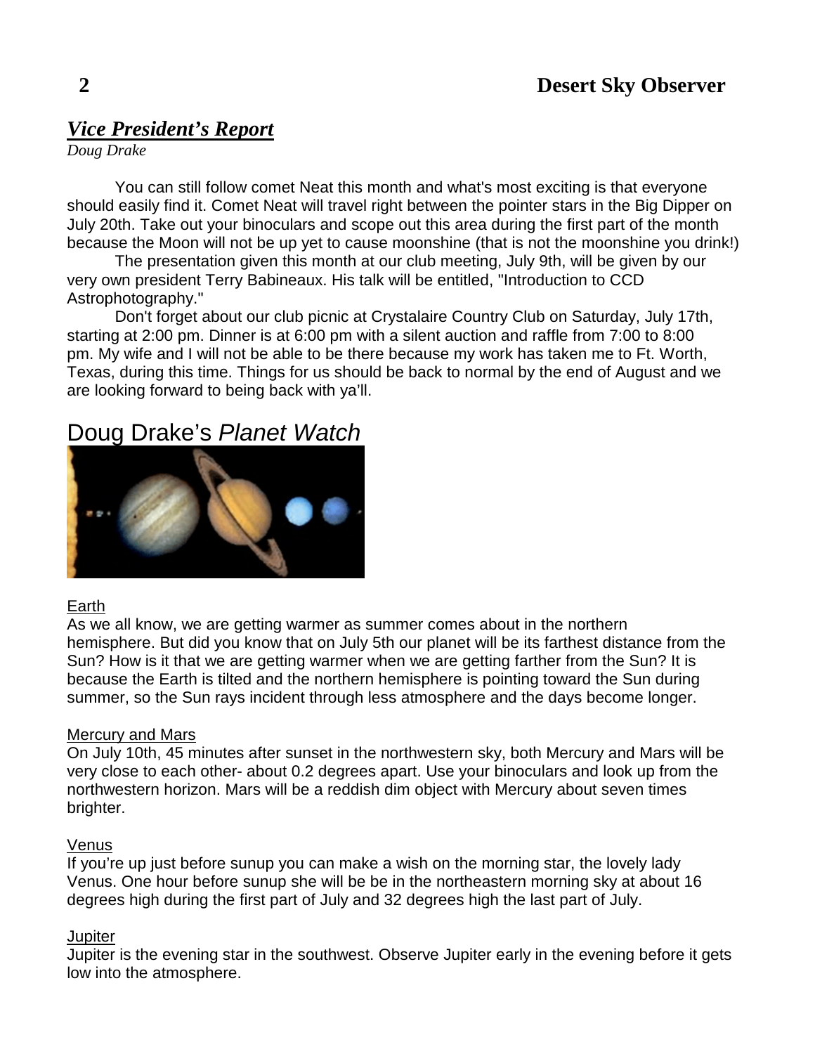## *Vice President's Report*

*Doug Drake*

You can still follow comet Neat this month and what's most exciting is that everyone should easily find it. Comet Neat will travel right between the pointer stars in the Big Dipper on July 20th. Take out your binoculars and scope out this area during the first part of the month because the Moon will not be up yet to cause moonshine (that is not the moonshine you drink!)

The presentation given this month at our club meeting, July 9th, will be given by our very own president Terry Babineaux. His talk will be entitled, "Introduction to CCD Astrophotography."

Don't forget about our club picnic at Crystalaire Country Club on Saturday, July 17th, starting at 2:00 pm. Dinner is at 6:00 pm with a silent auction and raffle from 7:00 to 8:00 pm. My wife and I will not be able to be there because my work has taken me to Ft. Worth, Texas, during this time. Things for us should be back to normal by the end of August and we are looking forward to being back with ya'll.

## Doug Drake's *Planet Watch*

Earth

As we all know, we are getting warmer as summer comes about in the northern hemisphere. But did you know that on July 5th our planet will be its farthest distance from the Sun? How is it that we are getting warmer when we are getting farther from the Sun? It is because the Earth is tilted and the northern hemisphere is pointing toward the Sun during summer, so the Sun rays incident through less atmosphere and the days become longer.

Mercury and Mars

On July 10th, 45 minutes after sunset in the northwestern sky, both Mercury and Mars will be very close to each other- about 0.2 degrees apart. Use your binoculars and look up from the northwestern horizon. Mars will be a reddish dim object with Mercury about seven times brighter.

Venus

If you're up just before sunup you can make a wish on the morning star, the lovely lady Venus. One hour before sunup she will be be in the northeastern morning sky at about 16 degrees high during the first part of July and 32 degrees high the last part of July.

Jupiter

Jupiter is the evening star in the southwest. Observe Jupiter early in the evening before it gets low into the atmosphere.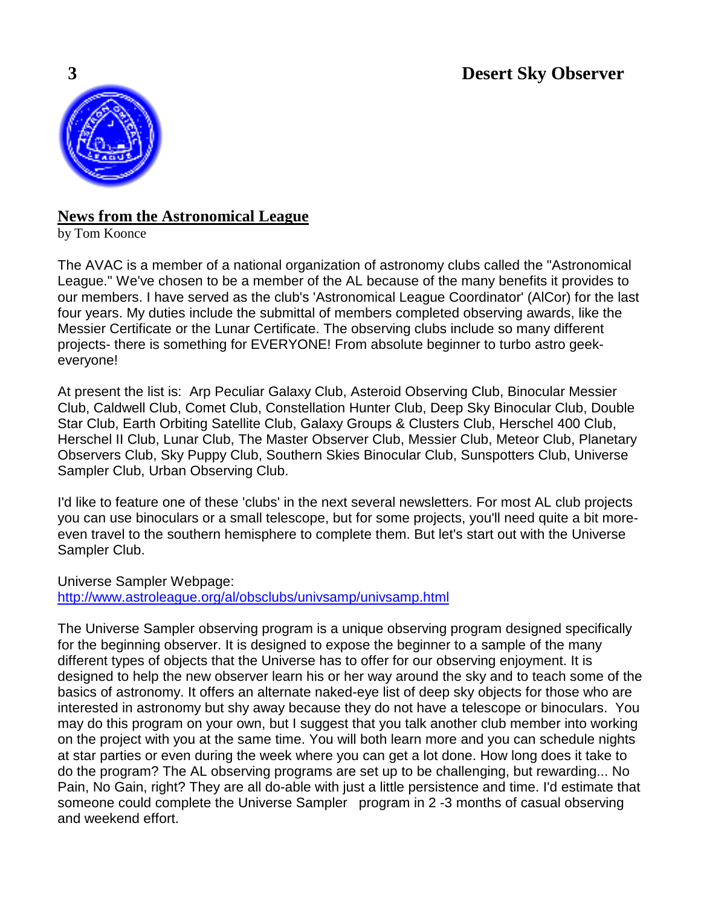## News from the Astronomical League

by Tom Koonce

The AVAC is a member of a national organization of astronomy clubs called the "Astronomical League." We've chosen to be a member of the AL because of the many benefits it provides to our members. I have served as the club's 'Astronomical League Coordinator' (AlCor) for the last four years. My duties include the submittal of members completed observing awards, like the Messier Certificate or the Lunar Certificate. The observing clubs include so many different projects- there is something for EVERYONE! From absolute beginner to turbo astro geek- everyone!

At present the list is: Arp Peculiar Galaxy Club, Asteroid Observing Club, Binocular Messier Club, Caldwell Club, Comet Club, Constellation Hunter Club, Deep Sky Binocular Club, Double Star Club, Earth Orbiting Satellite Club, Galaxy Groups & Clusters Club, Herschel 400 Club, Herschel II Club, Lunar Club, The Master Observer Club, Messier Club, Meteor Club, Planetary Observers Club, Sky Puppy Club, Southern Skies Binocular Club, Sunspotters Club, Universe Sampler Club, Urban Observing Club.

I'd like to feature one of these 'clubs' in the next several newsletters. For most AL club projects you can use binoculars or a small telescope, but for some projects, you'll need quite a bit more- even travel to the southern hemisphere to complete them. But let's start out with the Universe Sampler Club.

Universe Sampler Webpage:
http://www.astroleague.org/al/obsclubs/univsamp/univsamp.html

The Universe Sampler observing program is a unique observing program designed specifically for the beginning observer. It is designed to expose the beginner to a sample of the many different types of objects that the Universe has to offer for our observing enjoyment. It is designed to help the new observer learn his or her way around the sky and to teach some of the basics of astronomy. It offers an alternate naked-eye list of deep sky objects for those who are interested in astronomy but shy away because they do not have a telescope or binoculars. You may do this program on your own, but I suggest that you talk another club member into working on the project with you at the same time. You will both learn more and you can schedule nights at star parties or even during the week where you can get a lot done. How long does it take to do the program? The AL observing programs are set up to be challenging, but rewarding... No Pain, No Gain, right? They are all do-able with just a little persistence and time. I'd estimate that someone could complete the Universe Sampler program in 2 -3 months of casual observing and weekend effort.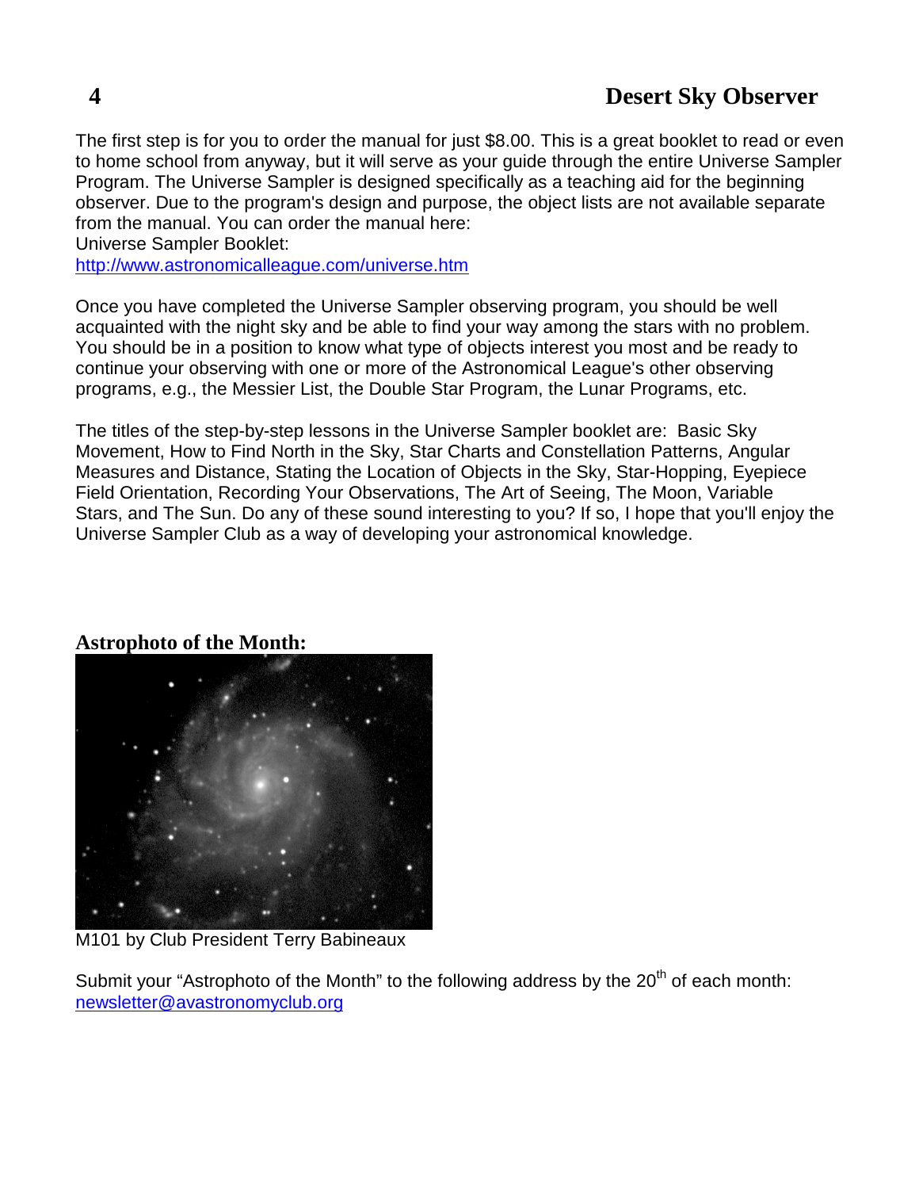The first step is for you to order the manual for just $8.00. This is a great booklet to read or even to home school from anyway, but it will serve as your guide through the entire Universe Sampler Program. The Universe Sampler is designed specifically as a teaching aid for the beginning observer. Due to the program's design and purpose, the object lists are not available separate from the manual. You can order the manual here:
Universe Sampler Booklet:
http://www.astronomicalleague.com/universe.htm

Once you have completed the Universe Sampler observing program, you should be well acquainted with the night sky and be able to find your way among the stars with no problem. You should be in a position to know what type of objects interest you most and be ready to continue your observing with one or more of the Astronomical League's other observing programs, e.g., the Messier List, the Double Star Program, the Lunar Programs, etc.

The titles of the step-by-step lessons in the Universe Sampler booklet are: Basic Sky Movement, How to Find North in the Sky, Star Charts and Constellation Patterns, Angular Measures and Distance, Stating the Location of Objects in the Sky, Star-Hopping, Eyepiece Field Orientation, Recording Your Observations, The Art of Seeing, The Moon, Variable Stars, and The Sun. Do any of these sound interesting to you? If so, I hope that you'll enjoy the Universe Sampler Club as a way of developing your astronomical knowledge.

## Astrophoto of the Month:

M101 by Club President Terry Babineaux

Submit your "Astrophoto of the Month" to the following address by the 20th of each month:
newsletter@avastronomyclub.org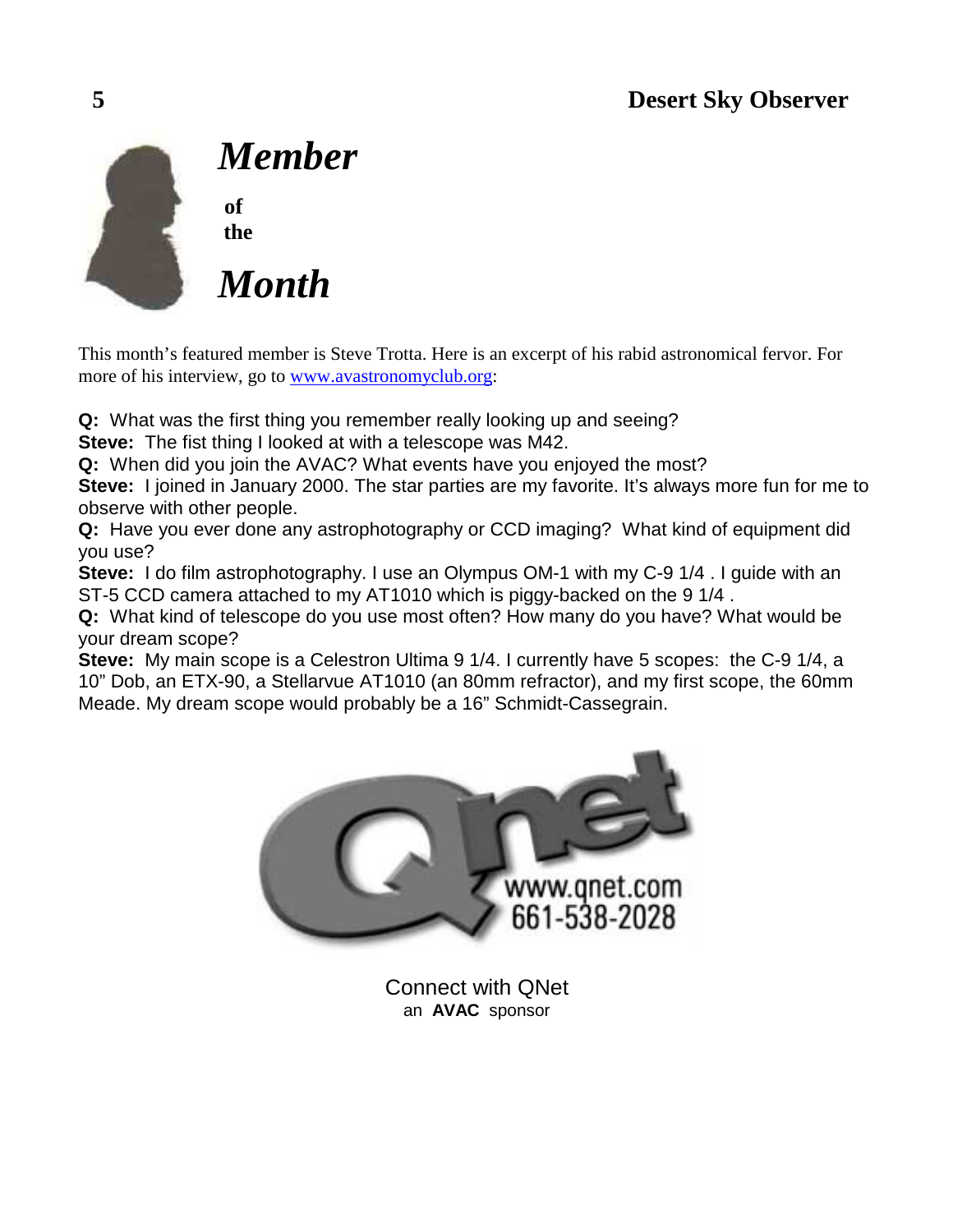# *Member of the Month*

This month's featured member is Steve Trotta. Here is an excerpt of his rabid astronomical fervor. For more of his interview, go to www.avastronomyclub.org:

**Q:** What was the first thing you remember really looking up and seeing?
**Steve:** The fist thing I looked at with a telescope was M42.
**Q:** When did you join the AVAC? What events have you enjoyed the most?
**Steve:** I joined in January 2000. The star parties are my favorite. It's always more fun for me to observe with other people.
**Q:** Have you ever done any astrophotography or CCD imaging? What kind of equipment did you use?
**Steve:** I do film astrophotography. I use an Olympus OM-1 with my C-9 1/4 . I guide with an ST-5 CCD camera attached to my AT1010 which is piggy-backed on the 9 1/4 .
**Q:** What kind of telescope do you use most often? How many do you have? What would be your dream scope?
**Steve:** My main scope is a Celestron Ultima 9 1/4. I currently have 5 scopes: the C-9 1/4, a 10" Dob, an ETX-90, a Stellarvue AT1010 (an 80mm refractor), and my first scope, the 60mm Meade. My dream scope would probably be a 16" Schmidt-Cassegrain.

www.qnet.com
661-538-2028

Connect with QNet
an **AVAC** sponsor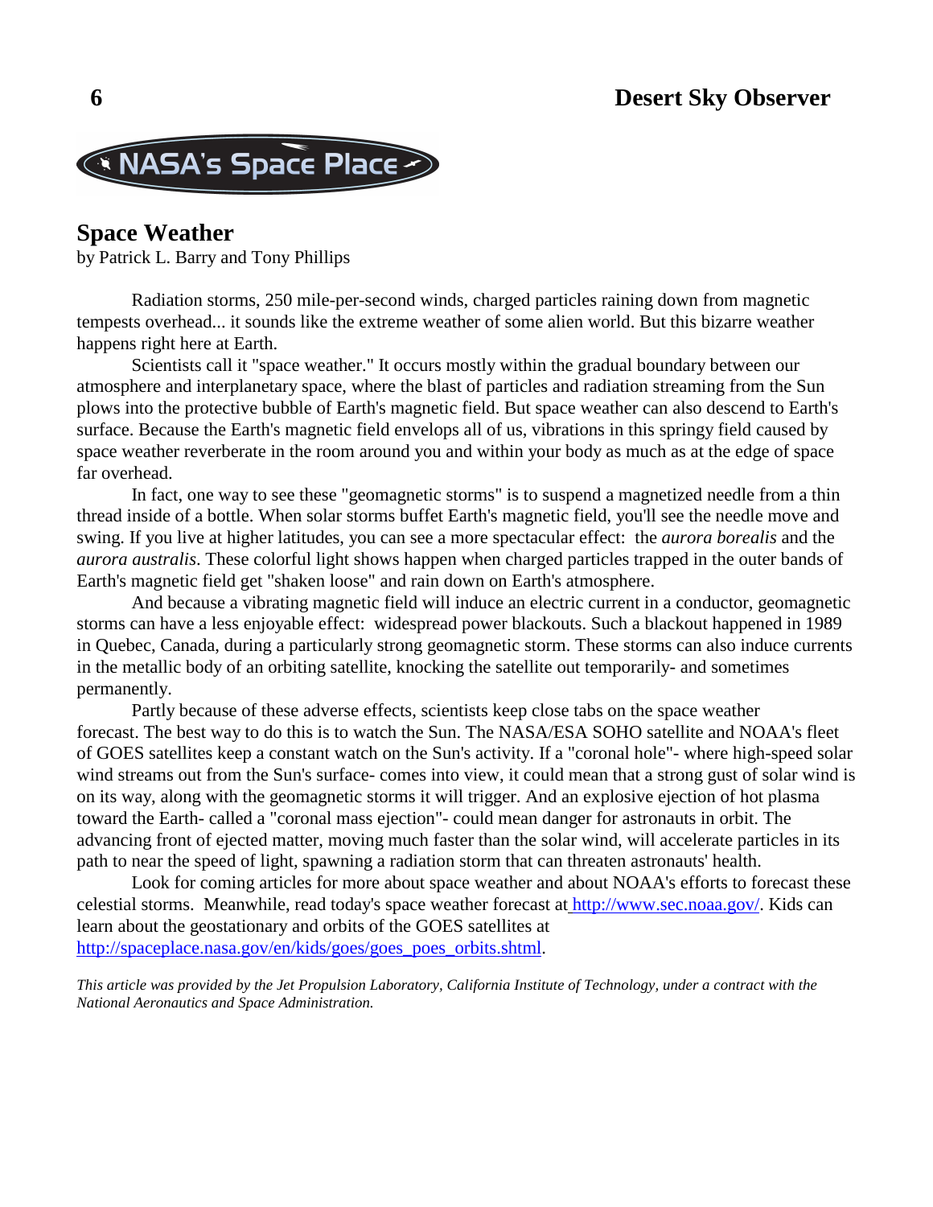NASA's Space Place

## Space Weather

by Patrick L. Barry and Tony Phillips

Radiation storms, 250 mile-per-second winds, charged particles raining down from magnetic tempests overhead... it sounds like the extreme weather of some alien world. But this bizarre weather happens right here at Earth.

Scientists call it "space weather." It occurs mostly within the gradual boundary between our atmosphere and interplanetary space, where the blast of particles and radiation streaming from the Sun plows into the protective bubble of Earth's magnetic field. But space weather can also descend to Earth's surface. Because the Earth's magnetic field envelops all of us, vibrations in this springy field caused by space weather reverberate in the room around you and within your body as much as at the edge of space far overhead.

In fact, one way to see these "geomagnetic storms" is to suspend a magnetized needle from a thin thread inside of a bottle. When solar storms buffet Earth's magnetic field, you'll see the needle move and swing. If you live at higher latitudes, you can see a more spectacular effect: the *aurora borealis* and the *aurora australis*. These colorful light shows happen when charged particles trapped in the outer bands of Earth's magnetic field get "shaken loose" and rain down on Earth's atmosphere.

And because a vibrating magnetic field will induce an electric current in a conductor, geomagnetic storms can have a less enjoyable effect: widespread power blackouts. Such a blackout happened in 1989 in Quebec, Canada, during a particularly strong geomagnetic storm. These storms can also induce currents in the metallic body of an orbiting satellite, knocking the satellite out temporarily- and sometimes permanently.

Partly because of these adverse effects, scientists keep close tabs on the space weather forecast. The best way to do this is to watch the Sun. The NASA/ESA SOHO satellite and NOAA's fleet of GOES satellites keep a constant watch on the Sun's activity. If a "coronal hole"- where high-speed solar wind streams out from the Sun's surface- comes into view, it could mean that a strong gust of solar wind is on its way, along with the geomagnetic storms it will trigger. And an explosive ejection of hot plasma toward the Earth- called a "coronal mass ejection"- could mean danger for astronauts in orbit. The advancing front of ejected matter, moving much faster than the solar wind, will accelerate particles in its path to near the speed of light, spawning a radiation storm that can threaten astronauts' health.

Look for coming articles for more about space weather and about NOAA's efforts to forecast these celestial storms. Meanwhile, read today's space weather forecast at http://www.sec.noaa.gov/. Kids can learn about the geostationary and orbits of the GOES satellites at http://spaceplace.nasa.gov/en/kids/goes/goes_poes_orbits.shtml.

*This article was provided by the Jet Propulsion Laboratory, California Institute of Technology, under a contract with the National Aeronautics and Space Administration.*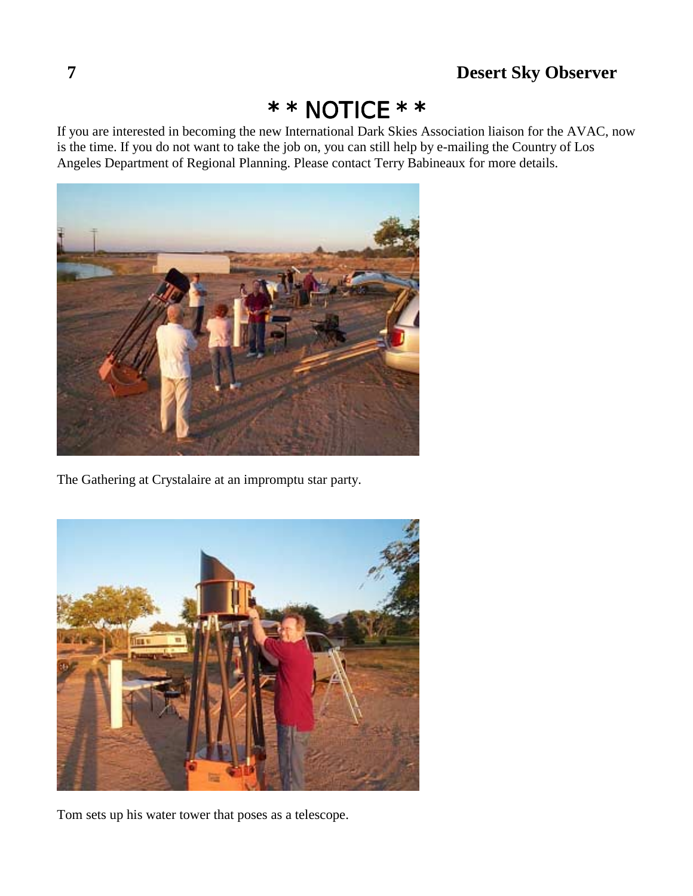# * * NOTICE * *

If you are interested in becoming the new International Dark Skies Association liaison for the AVAC, now is the time. If you do not want to take the job on, you can still help by e-mailing the Country of Los Angeles Department of Regional Planning. Please contact Terry Babineaux for more details.

The Gathering at Crystalaire at an impromptu star party.

Tom sets up his water tower that poses as a telescope.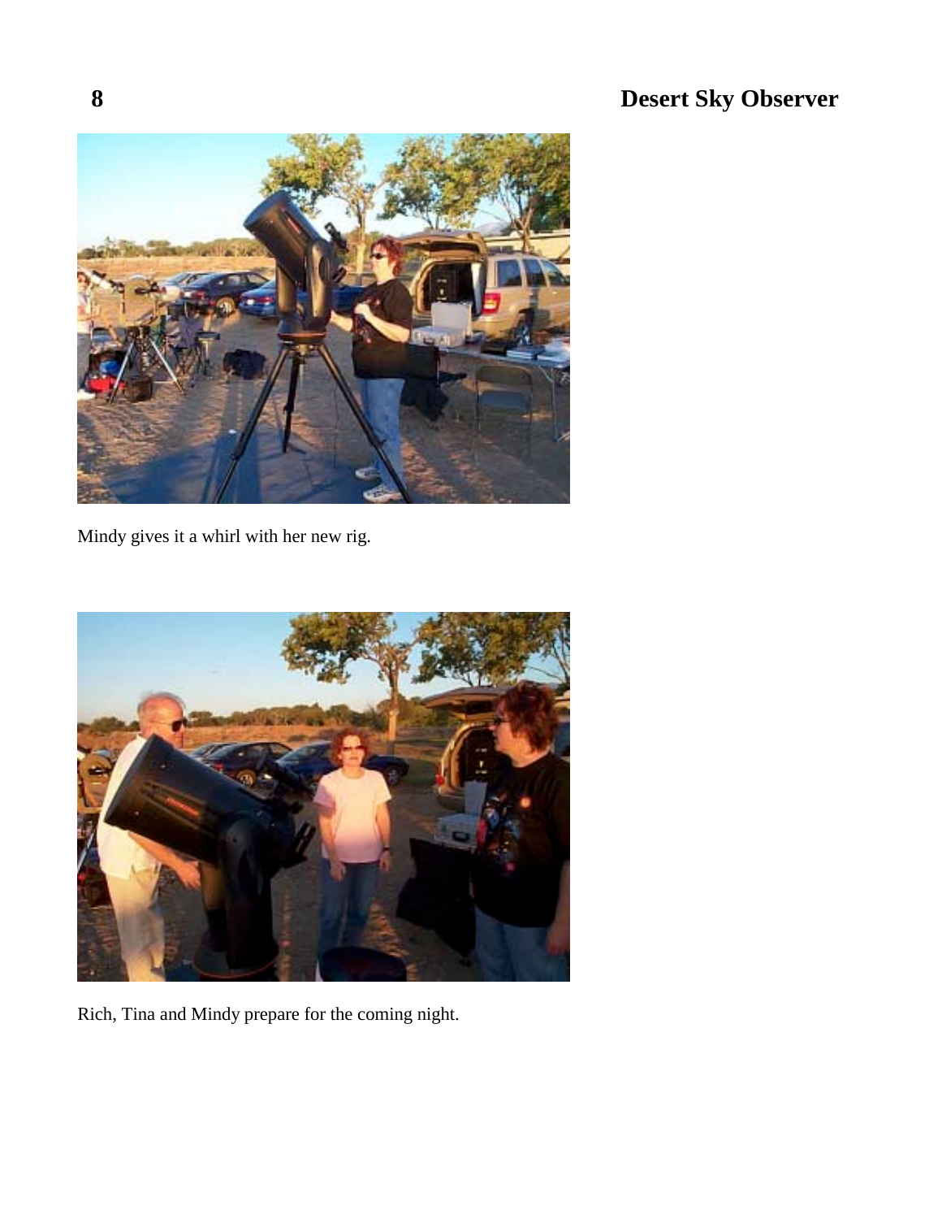Mindy gives it a whirl with her new rig.

Rich, Tina and Mindy prepare for the coming night.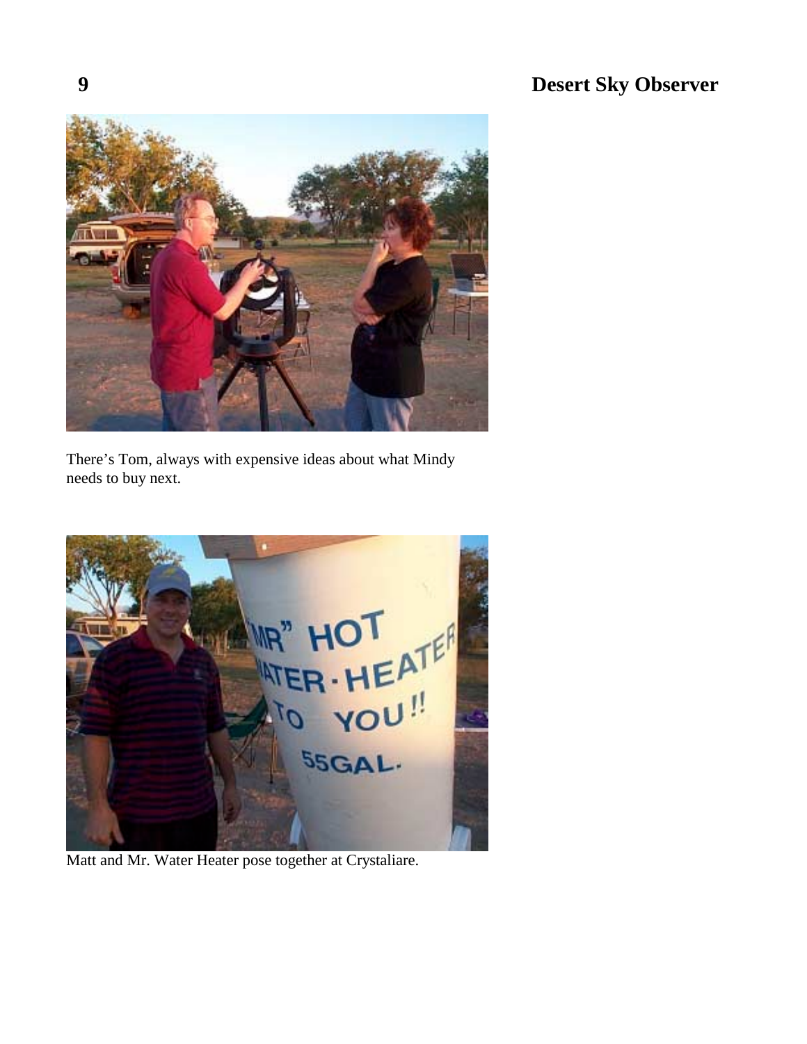There's Tom, always with expensive ideas about what Mindy needs to buy next.

Matt and Mr. Water Heater pose together at Crystaliare.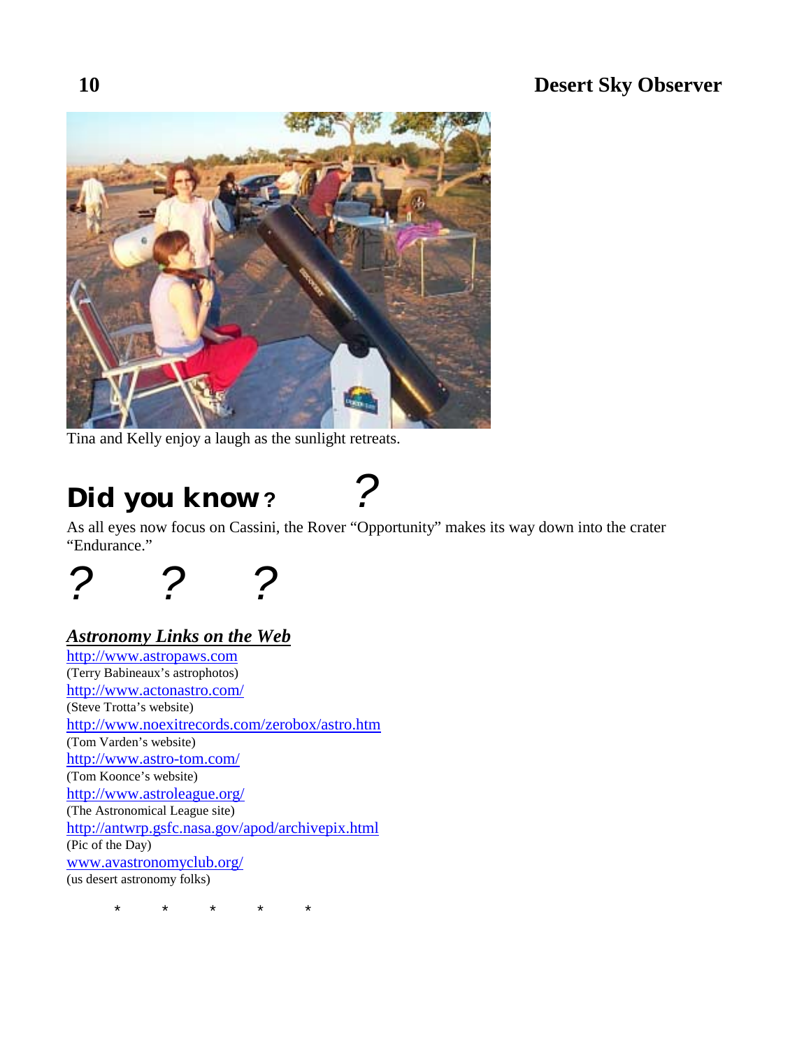Tina and Kelly enjoy a laugh as the sunlight retreats.

## Did you know ?

?

As all eyes now focus on Cassini, the Rover "Opportunity" makes its way down into the crater "Endurance."

? ? ?

### ***Astronomy Links on the Web***

http://www.astropaws.com
(Terry Babineaux's astrophotos)

http://www.actonastro.com/
(Steve Trotta's website)

http://www.noexitrecords.com/zerobox/astro.htm
(Tom Varden's website)

http://www.astro-tom.com/
(Tom Koonce's website)

http://www.astroleague.org/
(The Astronomical League site)

http://antwrp.gsfc.nasa.gov/apod/archivepix.html
(Pic of the Day)

www.avastronomyclub.org/
(us desert astronomy folks)

* * * * *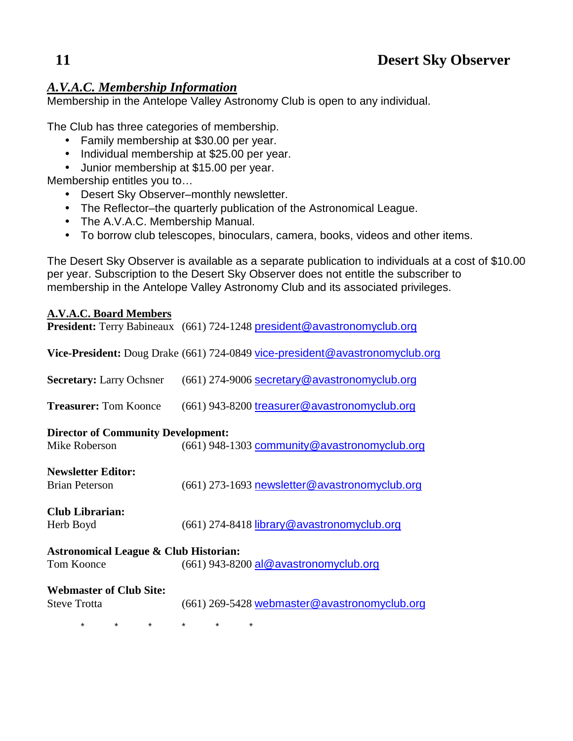## ***A.V.A.C. Membership Information***

Membership in the Antelope Valley Astronomy Club is open to any individual.

The Club has three categories of membership.

- Family membership at $30.00 per year.
- Individual membership at $25.00 per year.
- Junior membership at $15.00 per year.

Membership entitles you to…

- Desert Sky Observer–monthly newsletter.
- The Reflector–the quarterly publication of the Astronomical League.
- The A.V.A.C. Membership Manual.
- To borrow club telescopes, binoculars, camera, books, videos and other items.

The Desert Sky Observer is available as a separate publication to individuals at a cost of $10.00 per year. Subscription to the Desert Sky Observer does not entitle the subscriber to membership in the Antelope Valley Astronomy Club and its associated privileges.

### A.V.A.C. Board Members

**President:** Terry Babineaux (661) 724-1248 president@avastronomyclub.org

**Vice-President:** Doug Drake (661) 724-0849 vice-president@avastronomyclub.org

**Secretary:** Larry Ochsner (661) 274-9006 secretary@avastronomyclub.org

**Treasurer:** Tom Koonce (661) 943-8200 treasurer@avastronomyclub.org

**Director of Community Development:**
Mike Roberson (661) 948-1303 community@avastronomyclub.org

**Newsletter Editor:**
Brian Peterson (661) 273-1693 newsletter@avastronomyclub.org

**Club Librarian:**
Herb Boyd (661) 274-8418 library@avastronomyclub.org

**Astronomical League & Club Historian:**
Tom Koonce (661) 943-8200 al@avastronomyclub.org

**Webmaster of Club Site:**
Steve Trotta (661) 269-5428 webmaster@avastronomyclub.org

\* \* \* \* \* \*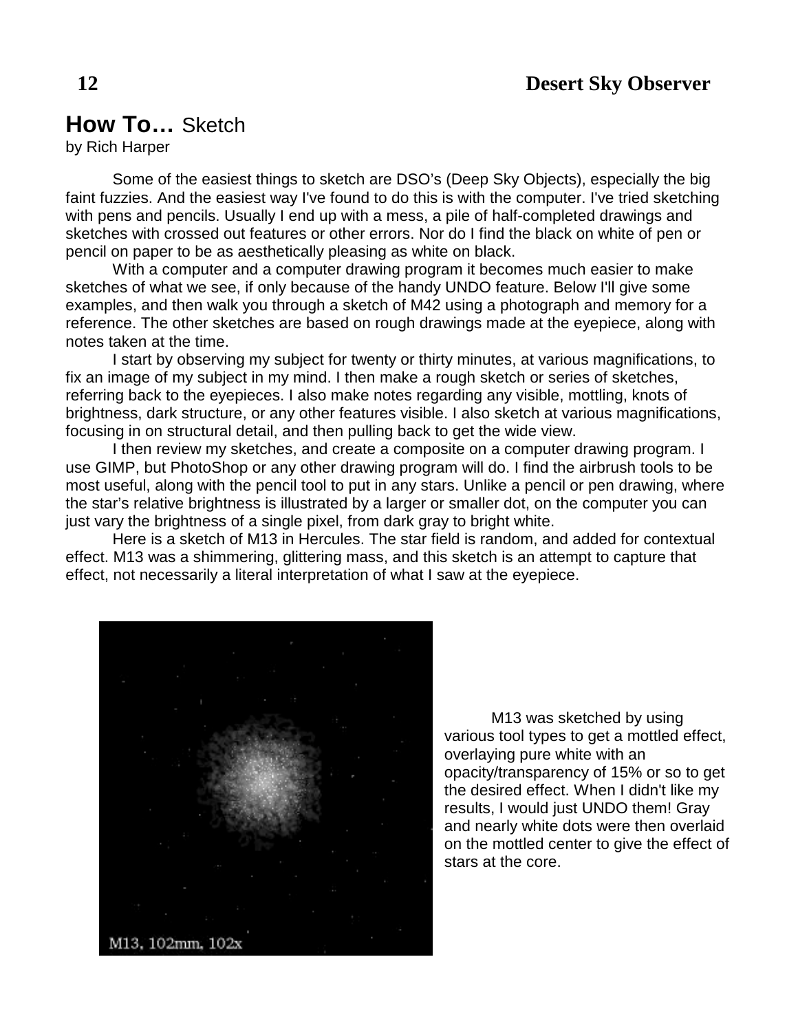# How To… Sketch

by Rich Harper

Some of the easiest things to sketch are DSO's (Deep Sky Objects), especially the big faint fuzzies. And the easiest way I've found to do this is with the computer. I've tried sketching with pens and pencils. Usually I end up with a mess, a pile of half-completed drawings and sketches with crossed out features or other errors. Nor do I find the black on white of pen or pencil on paper to be as aesthetically pleasing as white on black.

With a computer and a computer drawing program it becomes much easier to make sketches of what we see, if only because of the handy UNDO feature. Below I'll give some examples, and then walk you through a sketch of M42 using a photograph and memory for a reference. The other sketches are based on rough drawings made at the eyepiece, along with notes taken at the time.

I start by observing my subject for twenty or thirty minutes, at various magnifications, to fix an image of my subject in my mind. I then make a rough sketch or series of sketches, referring back to the eyepieces. I also make notes regarding any visible, mottling, knots of brightness, dark structure, or any other features visible. I also sketch at various magnifications, focusing in on structural detail, and then pulling back to get the wide view.

I then review my sketches, and create a composite on a computer drawing program. I use GIMP, but PhotoShop or any other drawing program will do. I find the airbrush tools to be most useful, along with the pencil tool to put in any stars. Unlike a pencil or pen drawing, where the star's relative brightness is illustrated by a larger or smaller dot, on the computer you can just vary the brightness of a single pixel, from dark gray to bright white.

Here is a sketch of M13 in Hercules. The star field is random, and added for contextual effect. M13 was a shimmering, glittering mass, and this sketch is an attempt to capture that effect, not necessarily a literal interpretation of what I saw at the eyepiece.

M13, 102mm, 102x

M13 was sketched by using various tool types to get a mottled effect, overlaying pure white with an opacity/transparency of 15% or so to get the desired effect. When I didn't like my results, I would just UNDO them! Gray and nearly white dots were then overlaid on the mottled center to give the effect of stars at the core.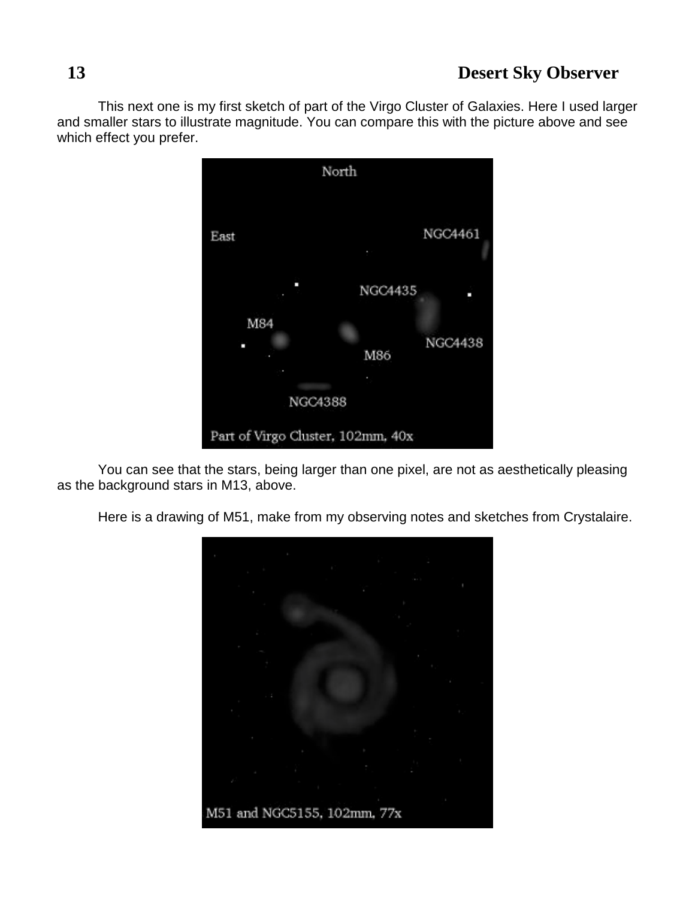This next one is my first sketch of part of the Virgo Cluster of Galaxies. Here I used larger and smaller stars to illustrate magnitude. You can compare this with the picture above and see which effect you prefer.

You can see that the stars, being larger than one pixel, are not as aesthetically pleasing as the background stars in M13, above.

Here is a drawing of M51, make from my observing notes and sketches from Crystalaire.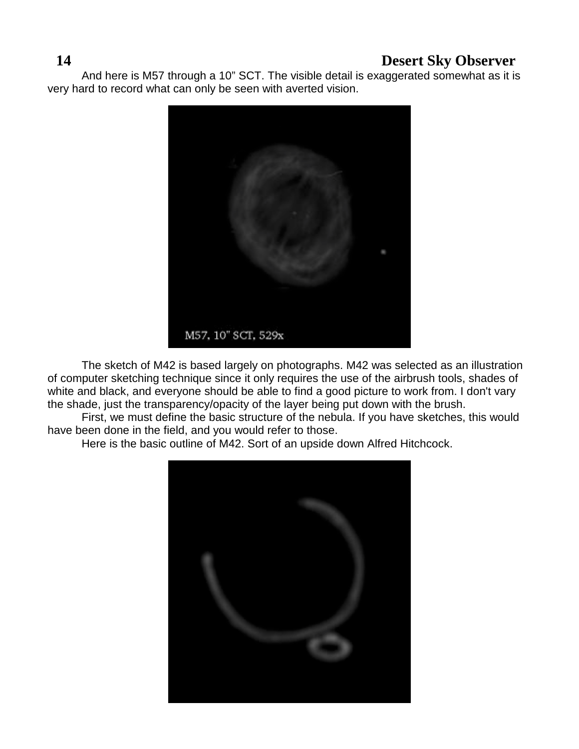And here is M57 through a 10” SCT. The visible detail is exaggerated somewhat as it is very hard to record what can only be seen with averted vision.

M57, 10" SCT, 529x

The sketch of M42 is based largely on photographs. M42 was selected as an illustration of computer sketching technique since it only requires the use of the airbrush tools, shades of white and black, and everyone should be able to find a good picture to work from. I don't vary the shade, just the transparency/opacity of the layer being put down with the brush.

First, we must define the basic structure of the nebula. If you have sketches, this would have been done in the field, and you would refer to those.

Here is the basic outline of M42. Sort of an upside down Alfred Hitchcock.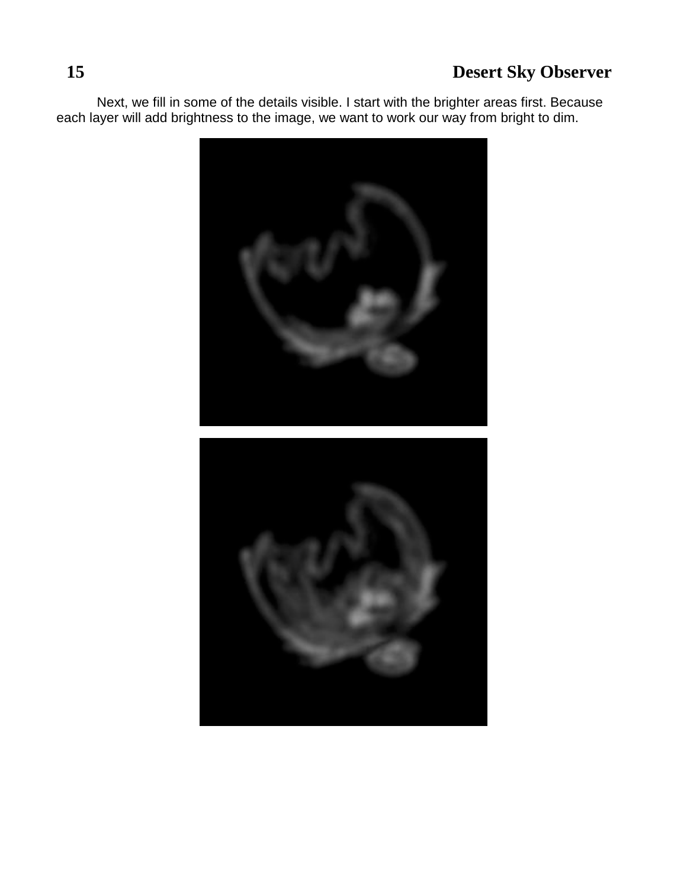Next, we fill in some of the details visible. I start with the brighter areas first. Because each layer will add brightness to the image, we want to work our way from bright to dim.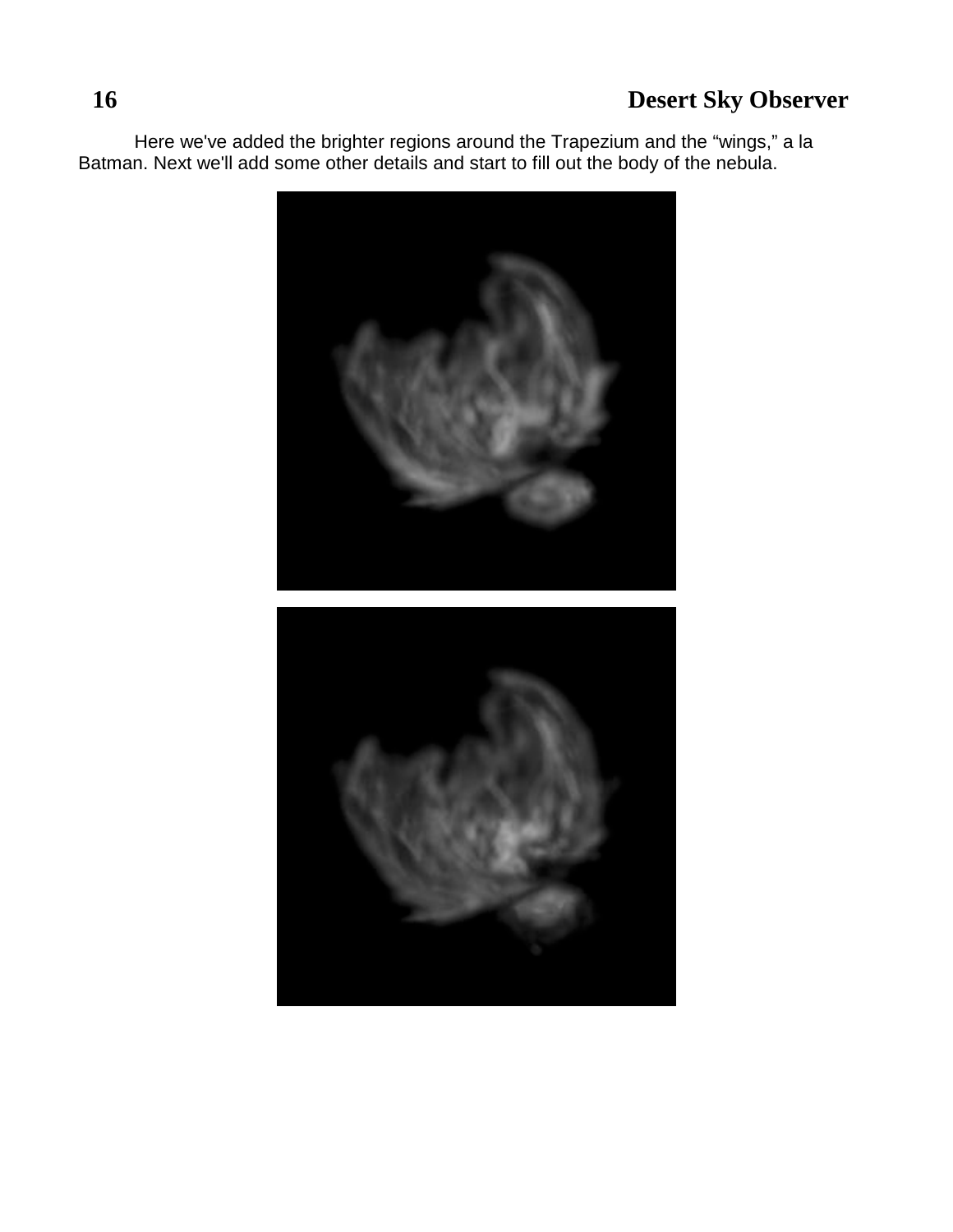Here we've added the brighter regions around the Trapezium and the “wings,” a la Batman. Next we'll add some other details and start to fill out the body of the nebula.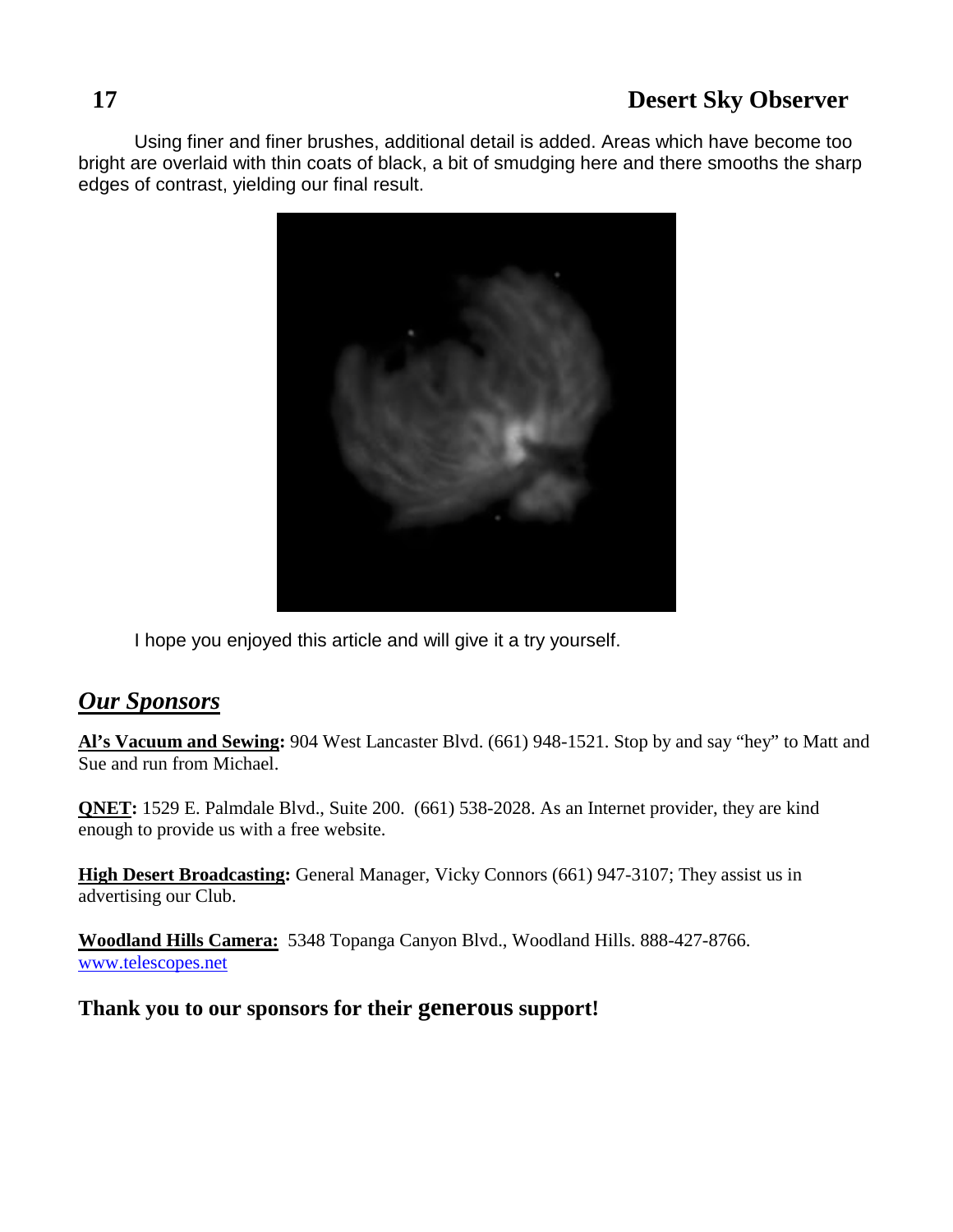Using finer and finer brushes, additional detail is added. Areas which have become too bright are overlaid with thin coats of black, a bit of smudging here and there smooths the sharp edges of contrast, yielding our final result.

I hope you enjoyed this article and will give it a try yourself.

## ***Our Sponsors***

**Al's Vacuum and Sewing:** 904 West Lancaster Blvd. (661) 948-1521. Stop by and say "hey" to Matt and Sue and run from Michael.

**QNET:** 1529 E. Palmdale Blvd., Suite 200. (661) 538-2028. As an Internet provider, they are kind enough to provide us with a free website.

**High Desert Broadcasting:** General Manager, Vicky Connors (661) 947-3107; They assist us in advertising our Club.

**Woodland Hills Camera:** 5348 Topanga Canyon Blvd., Woodland Hills. 888-427-8766. www.telescopes.net

**Thank you to our sponsors for their generous support!**